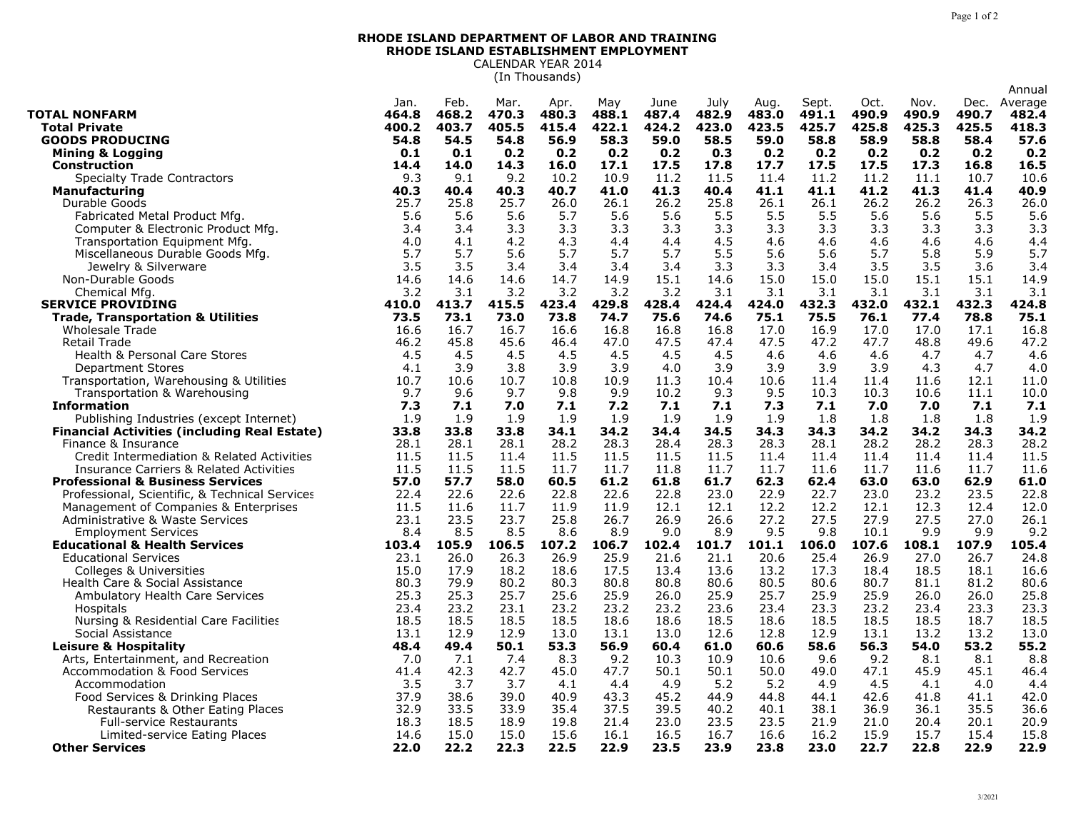**RHODE ISLAND DEPARTMENT OF LABOR AND TRAINING**
**RHODE ISLAND ESTABLISHMENT EMPLOYMENT**
CALENDAR YEAR 2014
(In Thousands)

| | Jan. | Feb. | Mar. | Apr. | May | June | July | Aug. | Sept. | Oct. | Nov. | Dec. | Annual Average |
|---|---|---|---|---|---|---|---|---|---|---|---|---|---|
| **TOTAL NONFARM** | **464.8** | **468.2** | **470.3** | **480.3** | **488.1** | **487.4** | **482.9** | **483.0** | **491.1** | **490.9** | **490.9** | **490.7** | **482.4** |
| **Total Private** | **400.2** | **403.7** | **405.5** | **415.4** | **422.1** | **424.2** | **423.0** | **423.5** | **425.7** | **425.8** | **425.3** | **425.5** | **418.3** |
| **GOODS PRODUCING** | **54.8** | **54.5** | **54.8** | **56.9** | **58.3** | **59.0** | **58.5** | **59.0** | **58.8** | **58.9** | **58.8** | **58.4** | **57.6** |
| **Mining & Logging** | **0.1** | **0.1** | **0.2** | **0.2** | **0.2** | **0.2** | **0.3** | **0.2** | **0.2** | **0.2** | **0.2** | **0.2** | **0.2** |
| **Construction** | **14.4** | **14.0** | **14.3** | **16.0** | **17.1** | **17.5** | **17.8** | **17.7** | **17.5** | **17.5** | **17.3** | **16.8** | **16.5** |
| Specialty Trade Contractors | 9.3 | 9.1 | 9.2 | 10.2 | 10.9 | 11.2 | 11.5 | 11.4 | 11.2 | 11.2 | 11.1 | 10.7 | 10.6 |
| **Manufacturing** | **40.3** | **40.4** | **40.3** | **40.7** | **41.0** | **41.3** | **40.4** | **41.1** | **41.1** | **41.2** | **41.3** | **41.4** | **40.9** |
| Durable Goods | 25.7 | 25.8 | 25.7 | 26.0 | 26.1 | 26.2 | 25.8 | 26.1 | 26.1 | 26.2 | 26.2 | 26.3 | 26.0 |
| Fabricated Metal Product Mfg. | 5.6 | 5.6 | 5.6 | 5.7 | 5.6 | 5.6 | 5.5 | 5.5 | 5.5 | 5.6 | 5.6 | 5.5 | 5.6 |
| Computer & Electronic Product Mfg. | 3.4 | 3.4 | 3.3 | 3.3 | 3.3 | 3.3 | 3.3 | 3.3 | 3.3 | 3.3 | 3.3 | 3.3 | 3.3 |
| Transportation Equipment Mfg. | 4.0 | 4.1 | 4.2 | 4.3 | 4.4 | 4.4 | 4.5 | 4.6 | 4.6 | 4.6 | 4.6 | 4.6 | 4.4 |
| Miscellaneous Durable Goods Mfg. | 5.7 | 5.7 | 5.6 | 5.7 | 5.7 | 5.7 | 5.5 | 5.6 | 5.6 | 5.7 | 5.8 | 5.9 | 5.7 |
| Jewelry & Silverware | 3.5 | 3.5 | 3.4 | 3.4 | 3.4 | 3.4 | 3.3 | 3.3 | 3.4 | 3.5 | 3.5 | 3.6 | 3.4 |
| Non-Durable Goods | 14.6 | 14.6 | 14.6 | 14.7 | 14.9 | 15.1 | 14.6 | 15.0 | 15.0 | 15.0 | 15.1 | 15.1 | 14.9 |
| Chemical Mfg. | 3.2 | 3.1 | 3.2 | 3.2 | 3.2 | 3.2 | 3.1 | 3.1 | 3.1 | 3.1 | 3.1 | 3.1 | 3.1 |
| **SERVICE PROVIDING** | **410.0** | **413.7** | **415.5** | **423.4** | **429.8** | **428.4** | **424.4** | **424.0** | **432.3** | **432.0** | **432.1** | **432.3** | **424.8** |
| **Trade, Transportation & Utilities** | **73.5** | **73.1** | **73.0** | **73.8** | **74.7** | **75.6** | **74.6** | **75.1** | **75.5** | **76.1** | **77.4** | **78.8** | **75.1** |
| Wholesale Trade | 16.6 | 16.7 | 16.7 | 16.6 | 16.8 | 16.8 | 16.8 | 17.0 | 16.9 | 17.0 | 17.0 | 17.1 | 16.8 |
| Retail Trade | 46.2 | 45.8 | 45.6 | 46.4 | 47.0 | 47.5 | 47.4 | 47.5 | 47.2 | 47.7 | 48.8 | 49.6 | 47.2 |
| Health & Personal Care Stores | 4.5 | 4.5 | 4.5 | 4.5 | 4.5 | 4.5 | 4.5 | 4.6 | 4.6 | 4.6 | 4.7 | 4.7 | 4.6 |
| Department Stores | 4.1 | 3.9 | 3.8 | 3.9 | 3.9 | 4.0 | 3.9 | 3.9 | 3.9 | 3.9 | 4.3 | 4.7 | 4.0 |
| Transportation, Warehousing & Utilities | 10.7 | 10.6 | 10.7 | 10.8 | 10.9 | 11.3 | 10.4 | 10.6 | 11.4 | 11.4 | 11.6 | 12.1 | 11.0 |
| Transportation & Warehousing | 9.7 | 9.6 | 9.7 | 9.8 | 9.9 | 10.2 | 9.3 | 9.5 | 10.3 | 10.3 | 10.6 | 11.1 | 10.0 |
| **Information** | **7.3** | **7.1** | **7.0** | **7.1** | **7.2** | **7.1** | **7.1** | **7.3** | **7.1** | **7.0** | **7.0** | **7.1** | **7.1** |
| Publishing Industries (except Internet) | 1.9 | 1.9 | 1.9 | 1.9 | 1.9 | 1.9 | 1.9 | 1.9 | 1.8 | 1.8 | 1.8 | 1.8 | 1.9 |
| **Financial Activities (including Real Estate)** | **33.8** | **33.8** | **33.8** | **34.1** | **34.2** | **34.4** | **34.5** | **34.3** | **34.3** | **34.2** | **34.2** | **34.3** | **34.2** |
| Finance & Insurance | 28.1 | 28.1 | 28.1 | 28.2 | 28.3 | 28.4 | 28.3 | 28.3 | 28.1 | 28.2 | 28.2 | 28.3 | 28.2 |
| Credit Intermediation & Related Activities | 11.5 | 11.5 | 11.4 | 11.5 | 11.5 | 11.5 | 11.5 | 11.4 | 11.4 | 11.4 | 11.4 | 11.4 | 11.5 |
| Insurance Carriers & Related Activities | 11.5 | 11.5 | 11.5 | 11.7 | 11.7 | 11.8 | 11.7 | 11.7 | 11.6 | 11.7 | 11.6 | 11.7 | 11.6 |
| **Professional & Business Services** | **57.0** | **57.7** | **58.0** | **60.5** | **61.2** | **61.8** | **61.7** | **62.3** | **62.4** | **63.0** | **63.0** | **62.9** | **61.0** |
| Professional, Scientific, & Technical Services | 22.4 | 22.6 | 22.6 | 22.8 | 22.6 | 22.8 | 23.0 | 22.9 | 22.7 | 23.0 | 23.2 | 23.5 | 22.8 |
| Management of Companies & Enterprises | 11.5 | 11.6 | 11.7 | 11.9 | 11.9 | 12.1 | 12.1 | 12.2 | 12.2 | 12.1 | 12.3 | 12.4 | 12.0 |
| Administrative & Waste Services | 23.1 | 23.5 | 23.7 | 25.8 | 26.7 | 26.9 | 26.6 | 27.2 | 27.5 | 27.9 | 27.5 | 27.0 | 26.1 |
| Employment Services | 8.4 | 8.5 | 8.5 | 8.6 | 8.9 | 9.0 | 8.9 | 9.5 | 9.8 | 10.1 | 9.9 | 9.9 | 9.2 |
| **Educational & Health Services** | **103.4** | **105.9** | **106.5** | **107.2** | **106.7** | **102.4** | **101.7** | **101.1** | **106.0** | **107.6** | **108.1** | **107.9** | **105.4** |
| Educational Services | 23.1 | 26.0 | 26.3 | 26.9 | 25.9 | 21.6 | 21.1 | 20.6 | 25.4 | 26.9 | 27.0 | 26.7 | 24.8 |
| Colleges & Universities | 15.0 | 17.9 | 18.2 | 18.6 | 17.5 | 13.4 | 13.6 | 13.2 | 17.3 | 18.4 | 18.5 | 18.1 | 16.6 |
| Health Care & Social Assistance | 80.3 | 79.9 | 80.2 | 80.3 | 80.8 | 80.8 | 80.6 | 80.5 | 80.6 | 80.7 | 81.1 | 81.2 | 80.6 |
| Ambulatory Health Care Services | 25.3 | 25.3 | 25.7 | 25.6 | 25.9 | 26.0 | 25.9 | 25.7 | 25.9 | 25.9 | 26.0 | 26.0 | 25.8 |
| Hospitals | 23.4 | 23.2 | 23.1 | 23.2 | 23.2 | 23.2 | 23.6 | 23.4 | 23.3 | 23.2 | 23.4 | 23.3 | 23.3 |
| Nursing & Residential Care Facilities | 18.5 | 18.5 | 18.5 | 18.5 | 18.6 | 18.6 | 18.5 | 18.6 | 18.5 | 18.5 | 18.5 | 18.7 | 18.5 |
| Social Assistance | 13.1 | 12.9 | 12.9 | 13.0 | 13.1 | 13.0 | 12.6 | 12.8 | 12.9 | 13.1 | 13.2 | 13.2 | 13.0 |
| **Leisure & Hospitality** | **48.4** | **49.4** | **50.1** | **53.3** | **56.9** | **60.4** | **61.0** | **60.6** | **58.6** | **56.3** | **54.0** | **53.2** | **55.2** |
| Arts, Entertainment, and Recreation | 7.0 | 7.1 | 7.4 | 8.3 | 9.2 | 10.3 | 10.9 | 10.6 | 9.6 | 9.2 | 8.1 | 8.1 | 8.8 |
| Accommodation & Food Services | 41.4 | 42.3 | 42.7 | 45.0 | 47.7 | 50.1 | 50.1 | 50.0 | 49.0 | 47.1 | 45.9 | 45.1 | 46.4 |
| Accommodation | 3.5 | 3.7 | 3.7 | 4.1 | 4.4 | 4.9 | 5.2 | 5.2 | 4.9 | 4.5 | 4.1 | 4.0 | 4.4 |
| Food Services & Drinking Places | 37.9 | 38.6 | 39.0 | 40.9 | 43.3 | 45.2 | 44.9 | 44.8 | 44.1 | 42.6 | 41.8 | 41.1 | 42.0 |
| Restaurants & Other Eating Places | 32.9 | 33.5 | 33.9 | 35.4 | 37.5 | 39.5 | 40.2 | 40.1 | 38.1 | 36.9 | 36.1 | 35.5 | 36.6 |
| Full-service Restaurants | 18.3 | 18.5 | 18.9 | 19.8 | 21.4 | 23.0 | 23.5 | 23.5 | 21.9 | 21.0 | 20.4 | 20.1 | 20.9 |
| Limited-service Eating Places | 14.6 | 15.0 | 15.0 | 15.6 | 16.1 | 16.5 | 16.7 | 16.6 | 16.2 | 15.9 | 15.7 | 15.4 | 15.8 |
| **Other Services** | **22.0** | **22.2** | **22.3** | **22.5** | **22.9** | **23.5** | **23.9** | **23.8** | **23.0** | **22.7** | **22.8** | **22.9** | **22.9** |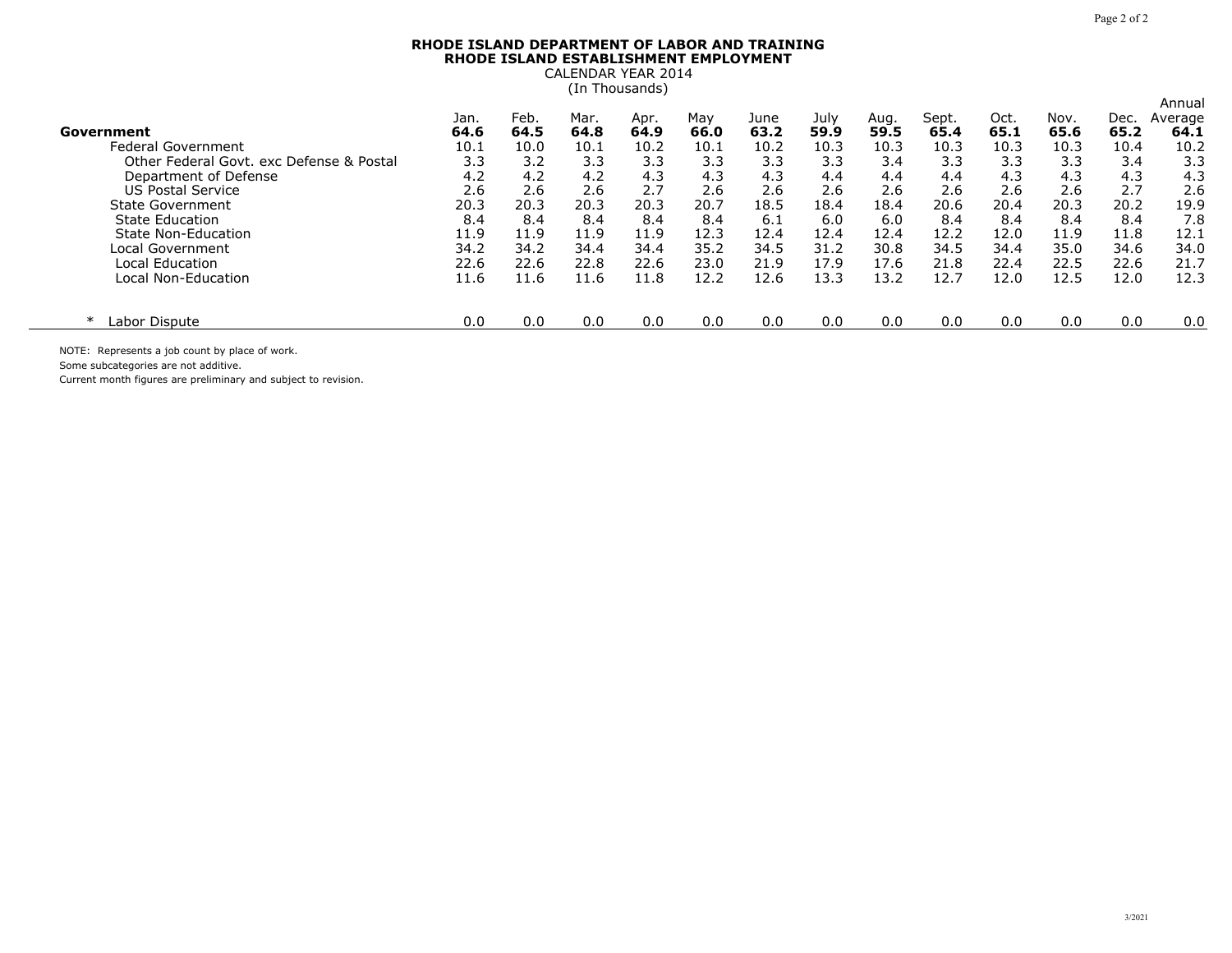**RHODE ISLAND DEPARTMENT OF LABOR AND TRAINING**
**RHODE ISLAND ESTABLISHMENT EMPLOYMENT**
CALENDAR YEAR 2014
(In Thousands)

| | Jan. | Feb. | Mar. | Apr. | May | June | July | Aug. | Sept. | Oct. | Nov. | Dec. | Annual Average |
|---|---|---|---|---|---|---|---|---|---|---|---|---|---|
| **Government** | **64.6** | **64.5** | **64.8** | **64.9** | **66.0** | **63.2** | **59.9** | **59.5** | **65.4** | **65.1** | **65.6** | **65.2** | **64.1** |
| Federal Government | 10.1 | 10.0 | 10.1 | 10.2 | 10.1 | 10.2 | 10.3 | 10.3 | 10.3 | 10.3 | 10.3 | 10.4 | 10.2 |
| Other Federal Govt. exc Defense & Postal | 3.3 | 3.2 | 3.3 | 3.3 | 3.3 | 3.3 | 3.3 | 3.4 | 3.3 | 3.3 | 3.3 | 3.4 | 3.3 |
| Department of Defense | 4.2 | 4.2 | 4.2 | 4.3 | 4.3 | 4.3 | 4.4 | 4.4 | 4.4 | 4.3 | 4.3 | 4.3 | 4.3 |
| US Postal Service | 2.6 | 2.6 | 2.6 | 2.7 | 2.6 | 2.6 | 2.6 | 2.6 | 2.6 | 2.6 | 2.6 | 2.7 | 2.6 |
| State Government | 20.3 | 20.3 | 20.3 | 20.3 | 20.7 | 18.5 | 18.4 | 18.4 | 20.6 | 20.4 | 20.3 | 20.2 | 19.9 |
| State Education | 8.4 | 8.4 | 8.4 | 8.4 | 8.4 | 6.1 | 6.0 | 6.0 | 8.4 | 8.4 | 8.4 | 8.4 | 7.8 |
| State Non-Education | 11.9 | 11.9 | 11.9 | 11.9 | 12.3 | 12.4 | 12.4 | 12.4 | 12.2 | 12.0 | 11.9 | 11.8 | 12.1 |
| Local Government | 34.2 | 34.2 | 34.4 | 34.4 | 35.2 | 34.5 | 31.2 | 30.8 | 34.5 | 34.4 | 35.0 | 34.6 | 34.0 |
| Local Education | 22.6 | 22.6 | 22.8 | 22.6 | 23.0 | 21.9 | 17.9 | 17.6 | 21.8 | 22.4 | 22.5 | 22.6 | 21.7 |
| Local Non-Education | 11.6 | 11.6 | 11.6 | 11.8 | 12.2 | 12.6 | 13.3 | 13.2 | 12.7 | 12.0 | 12.5 | 12.0 | 12.3 |
| * Labor Dispute | 0.0 | 0.0 | 0.0 | 0.0 | 0.0 | 0.0 | 0.0 | 0.0 | 0.0 | 0.0 | 0.0 | 0.0 | 0.0 |

NOTE: Represents a job count by place of work.

Some subcategories are not additive.

Current month figures are preliminary and subject to revision.

3/2021